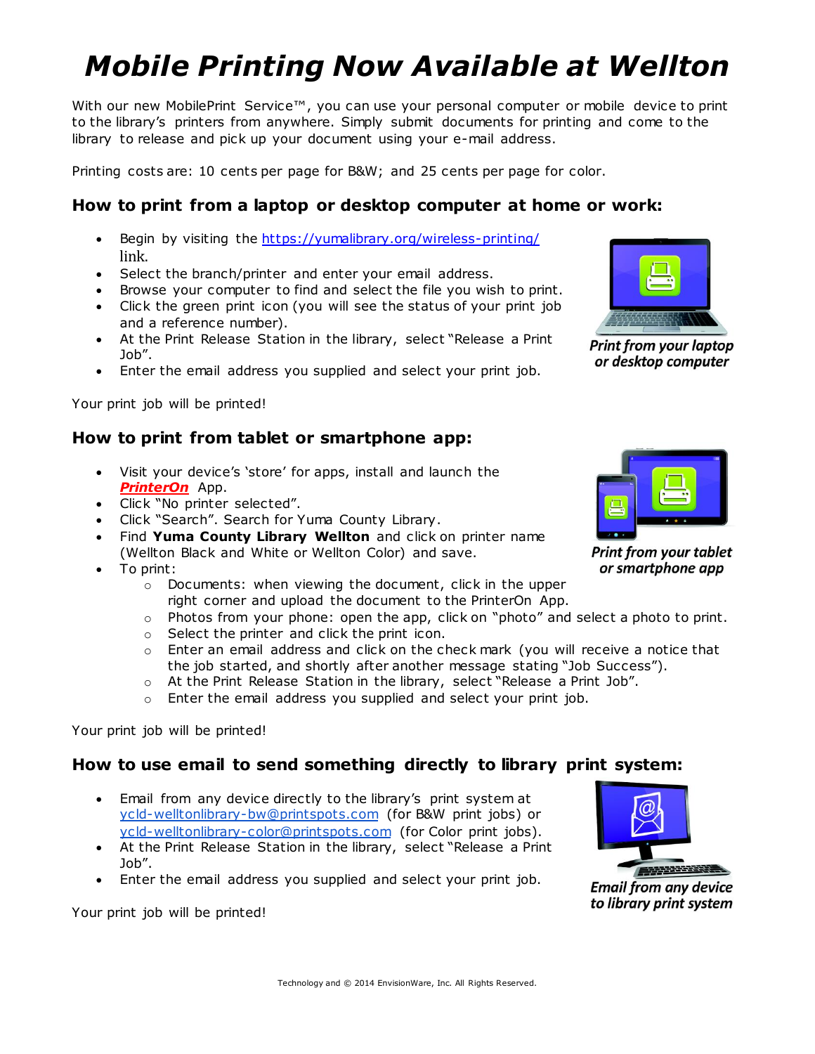# Mobile Printing Now Available at Wellton

With our new MobilePrint Service™, you can use your personal computer or mobile device to print to the library's printers from anywhere. Simply submit documents for printing and come to the library to release and pick up your document using your e-mail address.

Printing costs are: 10 cents per page for B&W; and 25 cents per page for color.

## How to print from a laptop or desktop computer at home or work:

- Begin by visiting the [https://yumalibrary.org/wireless-printing/](https://yumalibrary.org/wireless-printing/) link.
- Select the branch/printer and enter your email address.
- Browse your computer to find and select the file you wish to print.
- Click the green print icon (you will see the status of your print job and a reference number).
- At the Print Release Station in the library, select "Release a Print Job".
- Enter the email address you supplied and select your print job.

*Print from your laptop or desktop computer*

Your print job will be printed!

## How to print from tablet or smartphone app:

- Visit your device's 'store' for apps, install and launch the ***PrinterOn*** App.
- Click "No printer selected".
- Click "Search". Search for Yuma County Library.
- Find **Yuma County Library Wellton** and click on printer name (Wellton Black and White or Wellton Color) and save.
- To print:
  - Documents: when viewing the document, click in the upper right corner and upload the document to the PrinterOn App.
  - Photos from your phone: open the app, click on "photo" and select a photo to print.
  - Select the printer and click the print icon.
  - Enter an email address and click on the check mark (you will receive a notice that the job started, and shortly after another message stating "Job Success").
  - At the Print Release Station in the library, select "Release a Print Job".
  - Enter the email address you supplied and select your print job.

*Print from your tablet or smartphone app*

Your print job will be printed!

## How to use email to send something directly to library print system:

- Email from any device directly to the library's print system at [ycld-welltonlibrary-bw@printspots.com](mailto:ycld-welltonlibrary-bw@printspots.com) (for B&W print jobs) or [ycld-welltonlibrary-color@printspots.com](mailto:ycld-welltonlibrary-color@printspots.com) (for Color print jobs).
- At the Print Release Station in the library, select "Release a Print Job".
- Enter the email address you supplied and select your print job.

*Email from any device to library print system*

Your print job will be printed!

Technology and © 2014 EnvisionWare, Inc. All Rights Reserved.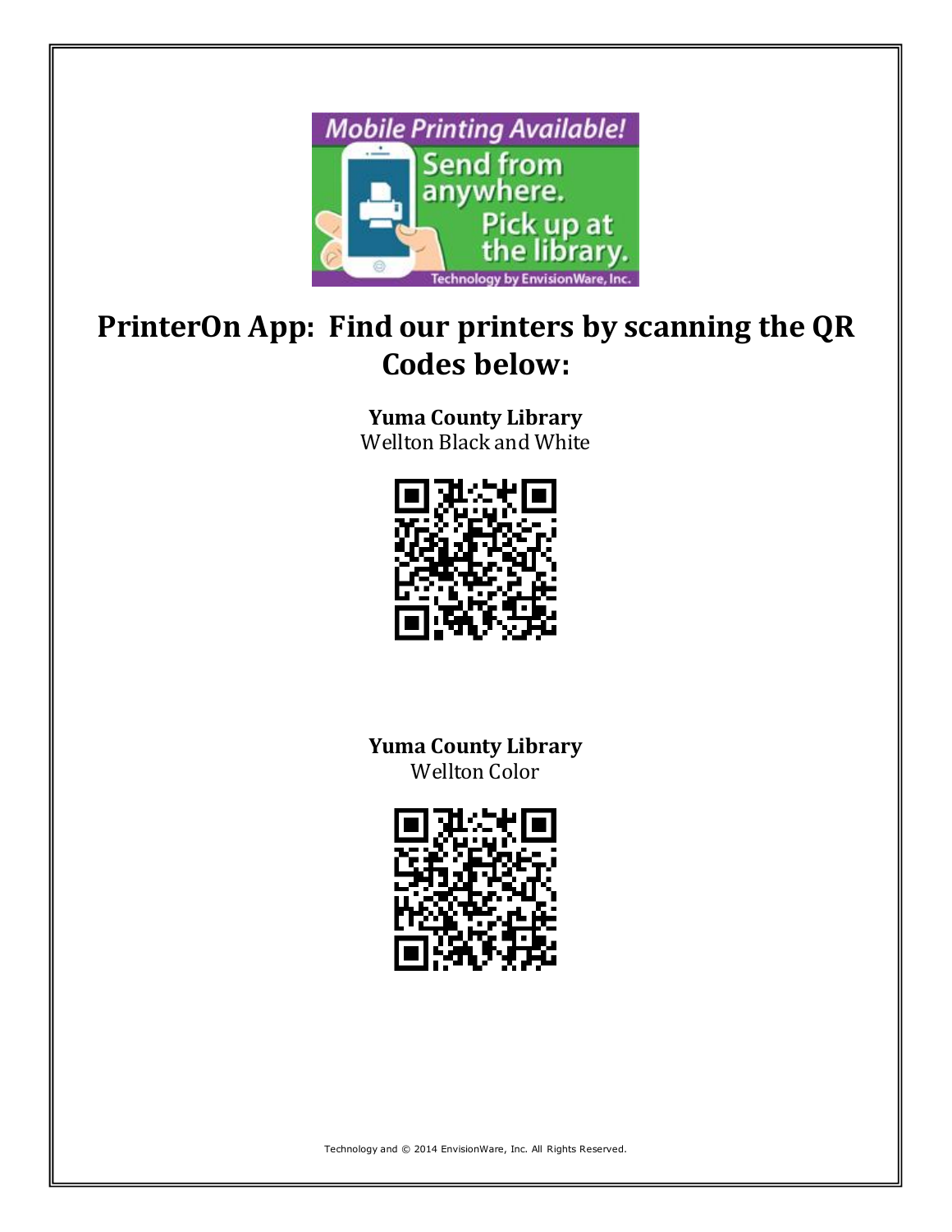Mobile Printing Available!

Send from anywhere.

Pick up at the library.

Technology by EnvisionWare, Inc.

# PrinterOn App: Find our printers by scanning the QR Codes below:

**Yuma County Library**
Wellton Black and White

**Yuma County Library**
Wellton Color

Technology and © 2014 EnvisionWare, Inc. All Rights Reserved.